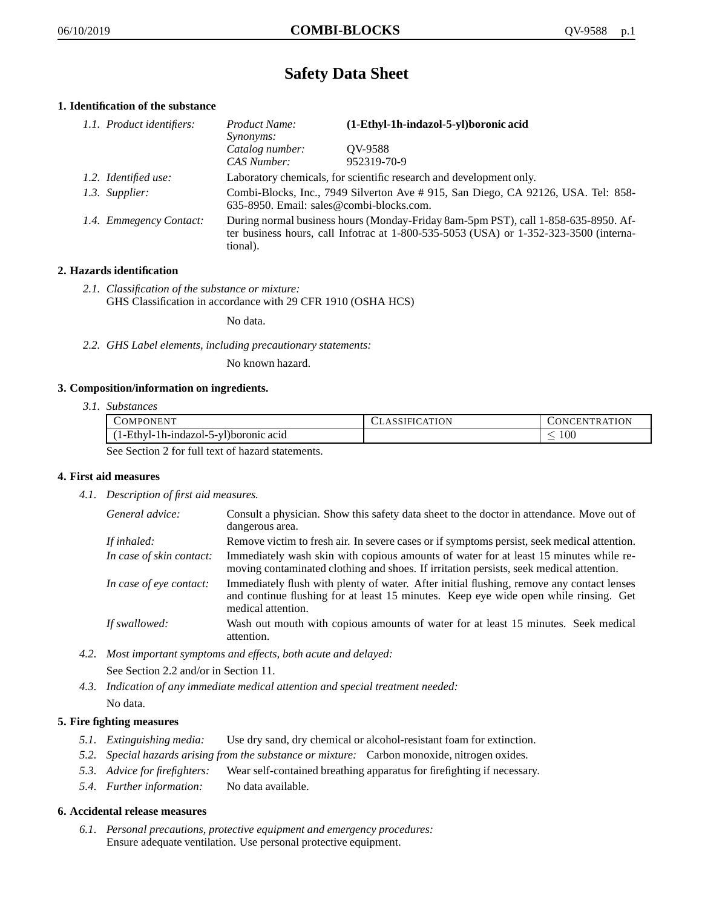# Safety Data Sheet

## 1. Identification of the substance

*1.1. Product identifiers:*

| | |
|---|---|
| *Product Name:* | **(1-Ethyl-1h-indazol-5-yl)boronic acid** |
| *Synonyms:* | |
| *Catalog number:* | QV-9588 |
| *CAS Number:* | 952319-70-9 |

*1.2. Identified use:* Laboratory chemicals, for scientific research and development only.

*1.3. Supplier:* Combi-Blocks, Inc., 7949 Silverton Ave # 915, San Diego, CA 92126, USA. Tel: 858-635-8950. Email: sales@combi-blocks.com.

*1.4. Emmegency Contact:* During normal business hours (Monday-Friday 8am-5pm PST), call 1-858-635-8950. After business hours, call Infotrac at 1-800-535-5053 (USA) or 1-352-323-3500 (international).

## 2. Hazards identification

*2.1. Classification of the substance or mixture:*
GHS Classification in accordance with 29 CFR 1910 (OSHA HCS)

No data.

*2.2. GHS Label elements, including precautionary statements:*

No known hazard.

## 3. Composition/information on ingredients.

*3.1. Substances*

| Component | Classification | Concentration |
|---|---|---|
| (1-Ethyl-1h-indazol-5-yl)boronic acid | | $\leq 100$ |

See Section 2 for full text of hazard statements.

## 4. First aid measures

*4.1. Description of first aid measures.*

*General advice:* Consult a physician. Show this safety data sheet to the doctor in attendance. Move out of dangerous area.

*If inhaled:* Remove victim to fresh air. In severe cases or if symptoms persist, seek medical attention.

*In case of skin contact:* Immediately wash skin with copious amounts of water for at least 15 minutes while removing contaminated clothing and shoes. If irritation persists, seek medical attention.

*In case of eye contact:* Immediately flush with plenty of water. After initial flushing, remove any contact lenses and continue flushing for at least 15 minutes. Keep eye wide open while rinsing. Get medical attention.

*If swallowed:* Wash out mouth with copious amounts of water for at least 15 minutes. Seek medical attention.

*4.2. Most important symptoms and effects, both acute and delayed:*
See Section 2.2 and/or in Section 11.

*4.3. Indication of any immediate medical attention and special treatment needed:*
No data.

## 5. Fire fighting measures

*5.1. Extinguishing media:* Use dry sand, dry chemical or alcohol-resistant foam for extinction.

*5.2. Special hazards arising from the substance or mixture:* Carbon monoxide, nitrogen oxides.

*5.3. Advice for firefighters:* Wear self-contained breathing apparatus for firefighting if necessary.

*5.4. Further information:* No data available.

## 6. Accidental release measures

*6.1. Personal precautions, protective equipment and emergency procedures:*
Ensure adequate ventilation. Use personal protective equipment.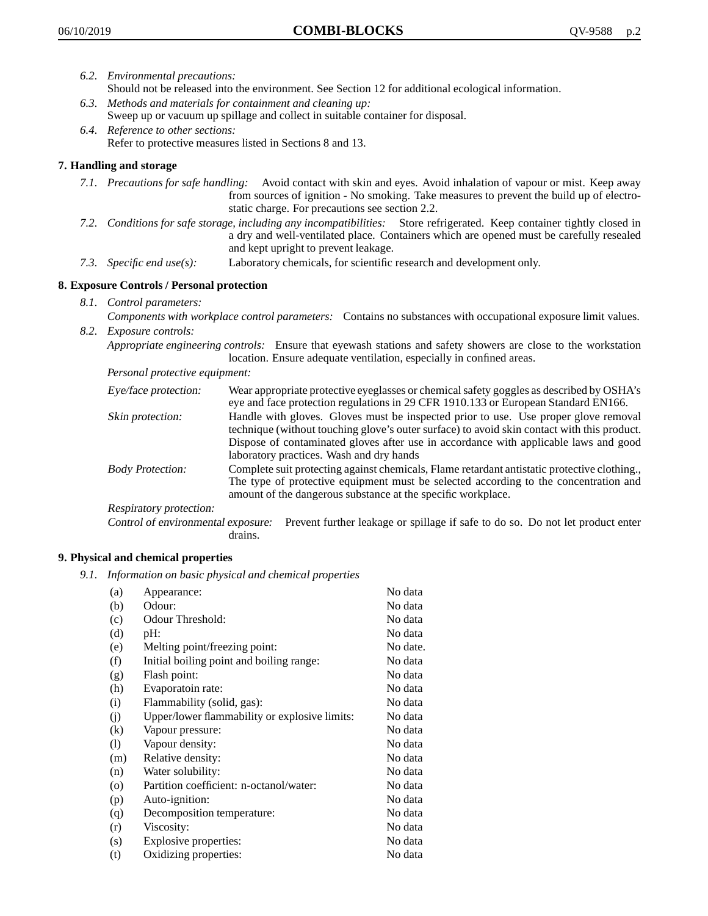6.2. *Environmental precautions:*
Should not be released into the environment. See Section 12 for additional ecological information.

6.3. *Methods and materials for containment and cleaning up:*
Sweep up or vacuum up spillage and collect in suitable container for disposal.

6.4. *Reference to other sections:*
Refer to protective measures listed in Sections 8 and 13.

## 7. Handling and storage

7.1. *Precautions for safe handling:* Avoid contact with skin and eyes. Avoid inhalation of vapour or mist. Keep away from sources of ignition - No smoking. Take measures to prevent the build up of electrostatic charge. For precautions see section 2.2.

7.2. *Conditions for safe storage, including any incompatibilities:* Store refrigerated. Keep container tightly closed in a dry and well-ventilated place. Containers which are opened must be carefully resealed and kept upright to prevent leakage.

7.3. *Specific end use(s):* Laboratory chemicals, for scientific research and development only.

## 8. Exposure Controls / Personal protection

8.1. *Control parameters:*
*Components with workplace control parameters:* Contains no substances with occupational exposure limit values.

8.2. *Exposure controls:*
*Appropriate engineering controls:* Ensure that eyewash stations and safety showers are close to the workstation location. Ensure adequate ventilation, especially in confined areas.

*Personal protective equipment:*

*Eye/face protection:* Wear appropriate protective eyeglasses or chemical safety goggles as described by OSHA's eye and face protection regulations in 29 CFR 1910.133 or European Standard EN166.

*Skin protection:* Handle with gloves. Gloves must be inspected prior to use. Use proper glove removal technique (without touching glove's outer surface) to avoid skin contact with this product. Dispose of contaminated gloves after use in accordance with applicable laws and good laboratory practices. Wash and dry hands

*Body Protection:* Complete suit protecting against chemicals, Flame retardant antistatic protective clothing., The type of protective equipment must be selected according to the concentration and amount of the dangerous substance at the specific workplace.

*Respiratory protection:*

*Control of environmental exposure:* Prevent further leakage or spillage if safe to do so. Do not let product enter drains.

## 9. Physical and chemical properties

9.1. *Information on basic physical and chemical properties*

| | | |
|---|---|---|
| (a) | Appearance: | No data |
| (b) | Odour: | No data |
| (c) | Odour Threshold: | No data |
| (d) | pH: | No data |
| (e) | Melting point/freezing point: | No date. |
| (f) | Initial boiling point and boiling range: | No data |
| (g) | Flash point: | No data |
| (h) | Evaporatoin rate: | No data |
| (i) | Flammability (solid, gas): | No data |
| (j) | Upper/lower flammability or explosive limits: | No data |
| (k) | Vapour pressure: | No data |
| (l) | Vapour density: | No data |
| (m) | Relative density: | No data |
| (n) | Water solubility: | No data |
| (o) | Partition coefficient: n-octanol/water: | No data |
| (p) | Auto-ignition: | No data |
| (q) | Decomposition temperature: | No data |
| (r) | Viscosity: | No data |
| (s) | Explosive properties: | No data |
| (t) | Oxidizing properties: | No data |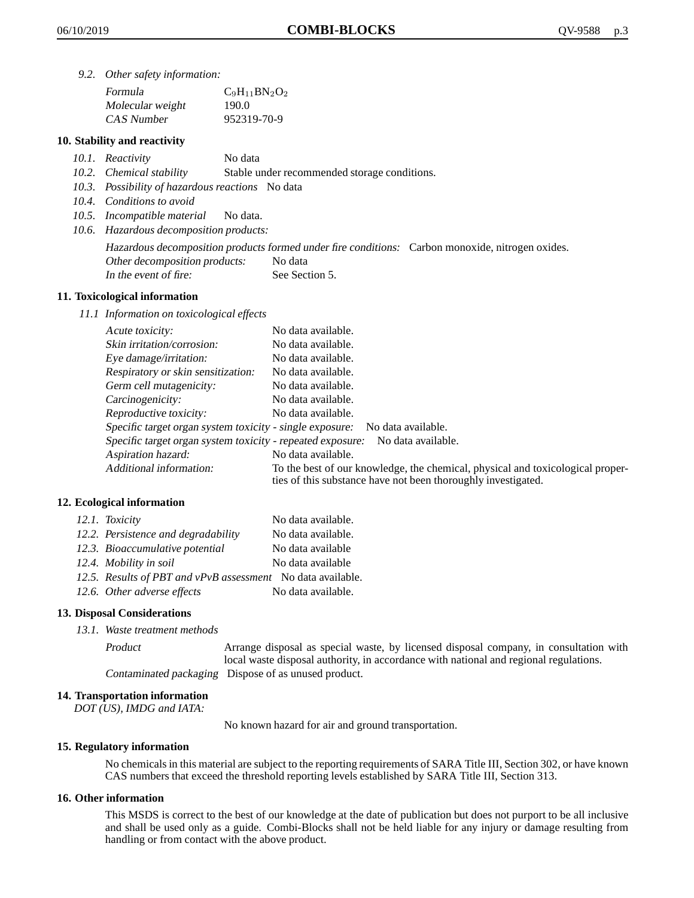*9.2. Other safety information:*

| | |
|---|---|
| *Formula* | $C_9H_{11}BN_2O_2$ |
| *Molecular weight* | 190.0 |
| *CAS Number* | 952319-70-9 |

## 10. Stability and reactivity

*10.1. Reactivity* No data

*10.2. Chemical stability* Stable under recommended storage conditions.

*10.3. Possibility of hazardous reactions* No data

*10.4. Conditions to avoid*

*10.5. Incompatible material* No data.

*10.6. Hazardous decomposition products:*

*Hazardous decomposition products formed under fire conditions:* Carbon monoxide, nitrogen oxides.

*Other decomposition products:* No data

*In the event of fire:* See Section 5.

## 11. Toxicological information

*11.1 Information on toxicological effects*

*Acute toxicity:* No data available.

*Skin irritation/corrosion:* No data available.

*Eye damage/irritation:* No data available.

*Respiratory or skin sensitization:* No data available.

*Germ cell mutagenicity:* No data available.

*Carcinogenicity:* No data available.

*Reproductive toxicity:* No data available.

*Specific target organ system toxicity - single exposure:* No data available.

*Specific target organ system toxicity - repeated exposure:* No data available.

*Aspiration hazard:* No data available.

*Additional information:* To the best of our knowledge, the chemical, physical and toxicological properties of this substance have not been thoroughly investigated.

## 12. Ecological information

*12.1. Toxicity* No data available.

*12.2. Persistence and degradability* No data available.

*12.3. Bioaccumulative potential* No data available

*12.4. Mobility in soil* No data available

*12.5. Results of PBT and vPvB assessment* No data available.

*12.6. Other adverse effects* No data available.

## 13. Disposal Considerations

*13.1. Waste treatment methods*

*Product* Arrange disposal as special waste, by licensed disposal company, in consultation with local waste disposal authority, in accordance with national and regional regulations.

*Contaminated packaging* Dispose of as unused product.

## 14. Transportation information

*DOT (US), IMDG and IATA:*

No known hazard for air and ground transportation.

## 15. Regulatory information

No chemicals in this material are subject to the reporting requirements of SARA Title III, Section 302, or have known CAS numbers that exceed the threshold reporting levels established by SARA Title III, Section 313.

## 16. Other information

This MSDS is correct to the best of our knowledge at the date of publication but does not purport to be all inclusive and shall be used only as a guide. Combi-Blocks shall not be held liable for any injury or damage resulting from handling or from contact with the above product.